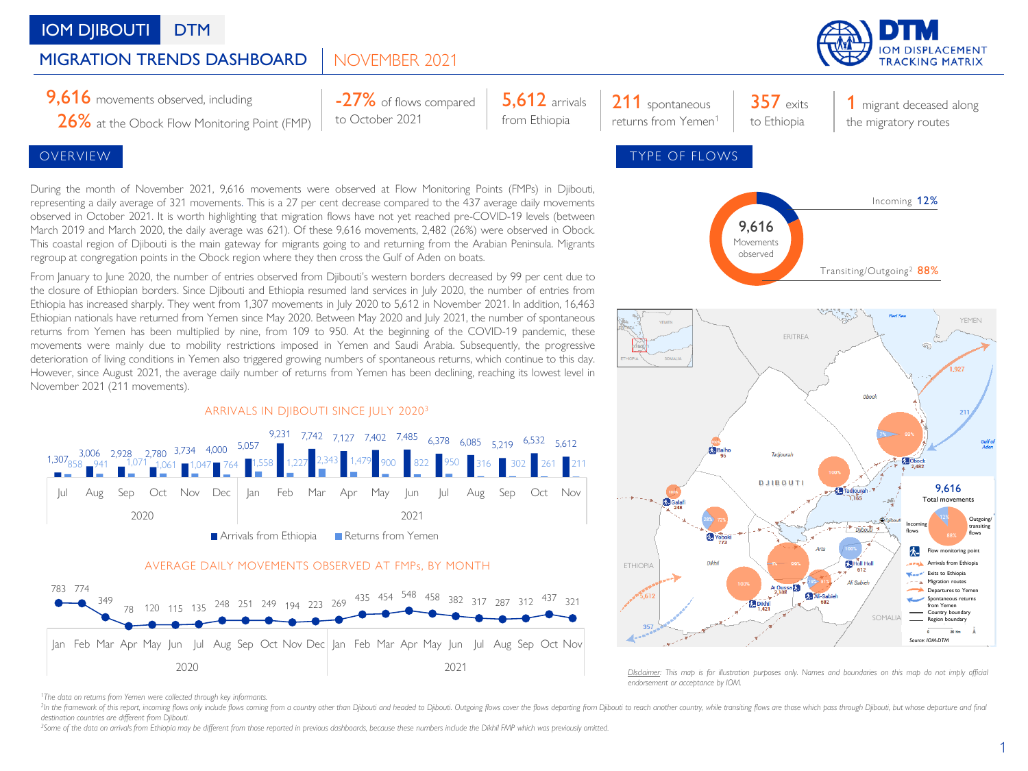# IOM DJIBOUTI DTM

## MIGRATION TRENDS DASHBOARD | NOVEMBER 2021

**9,616** movements observed, including **26%** at the Obock Flow Monitoring Point (FMP)

**-27%** of flows compared to October 2021

**5,612** arrivals from Ethiopia

**211** spontaneous returns from Yemen[1]

**357** exits to Ethiopia

**1** migrant deceased along the migratory routes

## OVERVIEW

During the month of November 2021, 9,616 movements were observed at Flow Monitoring Points (FMPs) in Djibouti, representing a daily average of 321 movements. This is a 27 per cent decrease compared to the 437 average daily movements observed in October 2021. It is worth highlighting that migration flows have not yet reached pre-COVID-19 levels (between March 2019 and March 2020, the daily average was 621). Of these 9,616 movements, 2,482 (26%) were observed in Obock. This coastal region of Djibouti is the main gateway for migrants going to and returning from the Arabian Peninsula. Migrants regroup at congregation points in the Obock region where they then cross the Gulf of Aden on boats.

From January to June 2020, the number of entries observed from Djibouti's western borders decreased by 99 per cent due to the closure of Ethiopian borders. Since Djibouti and Ethiopia resumed land services in July 2020, the number of entries from Ethiopia has increased sharply. They went from 1,307 movements in July 2020 to 5,612 in November 2021. In addition, 16,463 Ethiopian nationals have returned from Yemen since May 2020. Between May 2020 and July 2021, the number of spontaneous returns from Yemen has been multiplied by nine, from 109 to 950. At the beginning of the COVID-19 pandemic, these movements were mainly due to mobility restrictions imposed in Yemen and Saudi Arabia. Subsequently, the progressive deterioration of living conditions in Yemen also triggered growing numbers of spontaneous returns, which continue to this day. However, since August 2021, the average daily number of returns from Yemen has been declining, reaching its lowest level in November 2021 (211 movements).

### ARRIVALS IN DJIBOUTI SINCE JULY 2020[3]

| Year | Month | Arrivals from Ethiopia | Returns from Yemen |
|---|---|---|---|
| 2020 | Jul | 1,307 | 858 |
| 2020 | Aug | 3,006 | 941 |
| 2020 | Sep | 2,928 | 1,071 |
| 2020 | Oct | 2,780 | 1,061 |
| 2020 | Nov | 3,734 | 1,047 |
| 2020 | Dec | 4,000 | 764 |
| 2021 | Jan | 5,057 | 1,558 |
| 2021 | Feb | 9,231 | 1,227 |
| 2021 | Mar | 7,742 | 2,343 |
| 2021 | Apr | 7,127 | 1,479 |
| 2021 | May | 7,402 | 900 |
| 2021 | Jun | 7,485 | 822 |
| 2021 | Jul | 6,378 | 950 |
| 2021 | Aug | 6,085 | 316 |
| 2021 | Sep | 5,219 | 302 |
| 2021 | Oct | 6,532 | 261 |
| 2021 | Nov | 5,612 | 211 |

### AVERAGE DAILY MOVEMENTS OBSERVED AT FMPs, BY MONTH

| Year | Jan | Feb | Mar | Apr | May | Jun | Jul | Aug | Sep | Oct | Nov | Dec |
|---|---|---|---|---|---|---|---|---|---|---|---|---|
| 2020 | 783 | 774 | 349 | 78 | 120 | 115 | 135 | 248 | 251 | 249 | 194 | 223 |
| 2021 | 269 | 435 | 454 | 548 | 458 | 382 | 317 | 287 | 312 | 437 | 321 | |

## TYPE OF FLOWS

9,616 Movements observed

- Incoming 12%
- Transiting/Outgoing[2] 88%

Map figures: Obock 2,482; Tadjourah 1,165; Balho 95; Galafi 248; Yoboki 773; As Eyla 2,138; Dikhil 1,421; Holl Holl 612; Ali-Sabieh 582; Departures to Yemen 1,927; Spontaneous returns from Yemen 211; Arrivals from Ethiopia 5,612; Exits to Ethiopia 357. 9,616 Total movements (Incoming flows 12%, Outgoing/transiting flows 88%). Source: IOM-DTM

*Disclaimer: This map is for illustration purposes only. Names and boundaries on this map do not imply official endorsement or acceptance by IOM.*

[1] The data on returns from Yemen were collected through key informants.

[2] In the framework of this report, incoming flows only include flows coming from a country other than Djibouti and headed to Djibouti. Outgoing flows cover the flows departing from Djibouti to reach another country, while transiting flows are those which pass through Djibouti, but whose departure and final destination countries are different from Djibouti.

[3] Some of the data on arrivals from Ethiopia may be different from those reported in previous dashboards, because these numbers include the Dikhil FMP which was previously omitted.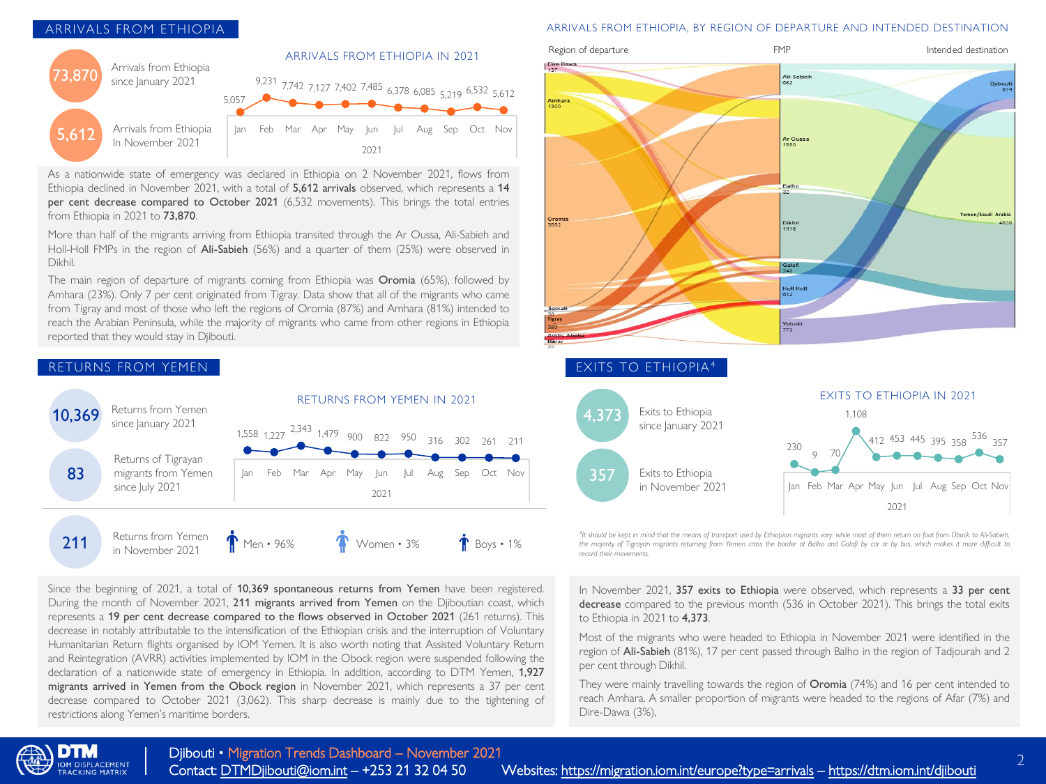## ARRIVALS FROM ETHIOPIA

**73,870** Arrivals from Ethiopia since January 2021

**5,612** Arrivals from Ethiopia In November 2021

### ARRIVALS FROM ETHIOPIA IN 2021

| Jan | Feb | Mar | Apr | May | Jun | Jul | Aug | Sep | Oct | Nov |
|---|---|---|---|---|---|---|---|---|---|---|
| 5,057 | 9,231 | 7,742 | 7,127 | 7,402 | 7,485 | 6,378 | 6,085 | 5,219 | 6,532 | 5,612 |

As a nationwide state of emergency was declared in Ethiopia on 2 November 2021, flows from Ethiopia declined in November 2021, with a total of **5,612 arrivals** observed, which represents a **14 per cent decrease compared to October 2021** (6,532 movements). This brings the total entries from Ethiopia in 2021 to **73,870**.

More than half of the migrants arriving from Ethiopia transited through the Ar Oussa, Ali-Sabieh and Holl-Holl FMPs in the region of **Ali-Sabieh** (56%) and a quarter of them (25%) were observed in Dikhil.

The main region of departure of migrants coming from Ethiopia was **Oromia** (65%), followed by Amhara (23%). Only 7 per cent originated from Tigray. Data show that all of the migrants who came from Tigray and most of those who left the regions of Oromia (87%) and Amhara (81%) intended to reach the Arabian Peninsula, while the majority of migrants who came from other regions in Ethiopia reported that they would stay in Djibouti.

### ARRIVALS FROM ETHIOPIA, BY REGION OF DEPARTURE AND INTENDED DESTINATION

Region of departure: Dire Dawa 137; Amhara 1300; Oromia 3652; Somali 38; Tigray 380; Addis Abeba; Harar 77

FMP: Ali-Sabieh 682; Ar Oussa 1350; Balho 32; Dikhil 1416; Galafi 248; Holl Holl 812; Yoboki 773

Intended destination: Djibouti 874; Yemen/Saudi Arabia 4638

## RETURNS FROM YEMEN

**10,369** Returns from Yemen since January 2021

**83** Returns of Tigrayan migrants from Yemen since July 2021

**211** Returns from Yemen in November 2021

Men • 96% Women • 3% Boys • 1%

### RETURNS FROM YEMEN IN 2021

| Jan | Feb | Mar | Apr | May | Jun | Jul | Aug | Sep | Oct | Nov |
|---|---|---|---|---|---|---|---|---|---|---|
| 1,558 | 1,227 | 2,343 | 1,479 | 900 | 822 | 950 | 316 | 302 | 261 | 211 |

Since the beginning of 2021, a total of **10,369 spontaneous returns from Yemen** have been registered. During the month of November 2021, **211 migrants arrived from Yemen** on the Djiboutian coast, which represents a **19 per cent decrease compared to the flows observed in October 2021** (261 returns). This decrease in notably attributable to the intensification of the Ethiopian crisis and the interruption of Voluntary Humanitarian Return flights organised by IOM Yemen. It is also worth noting that Assisted Voluntary Return and Reintegration (AVRR) activities implemented by IOM in the Obock region were suspended following the declaration of a nationwide state of emergency in Ethiopia. In addition, according to DTM Yemen, **1,927 migrants arrived in Yemen from the Obock region** in November 2021, which represents a 37 per cent decrease compared to October 2021 (3,062). This sharp decrease is mainly due to the tightening of restrictions along Yemen's maritime borders.

## EXITS TO ETHIOPIA[4]

**4,373** Exits to Ethiopia since January 2021

**357** Exits to Ethiopia in November 2021

### EXITS TO ETHIOPIA IN 2021

| Jan | Feb | Mar | Apr | May | Jun | Jul | Aug | Sep | Oct | Nov |
|---|---|---|---|---|---|---|---|---|---|---|
| 230 | 9 | 70 | 1,108 | 412 | 453 | 445 | 395 | 358 | 536 | 357 |

*[4]It should be kept in mind that the means of transport used by Ethiopian migrants vary: while most of them return on foot from Obock to Ali-Sabieh, the majority of Tigrayan migrants returning from Yemen cross the border at Balho and Galafi by car or by bus, which makes it more difficult to record their movements.*

In November 2021, **357 exits to Ethiopia** were observed, which represents a **33 per cent decrease** compared to the previous month (536 in October 2021). This brings the total exits to Ethiopia in 2021 to **4,373**.

Most of the migrants who were headed to Ethiopia in November 2021 were identified in the region of **Ali-Sabieh** (81%), 17 per cent passed through Balho in the region of Tadjourah and 2 per cent through Dikhil.

They were mainly travelling towards the region of **Oromia** (74%) and 16 per cent intended to reach Amhara. A smaller proportion of migrants were headed to the regions of Afar (7%) and Dire-Dawa (3%),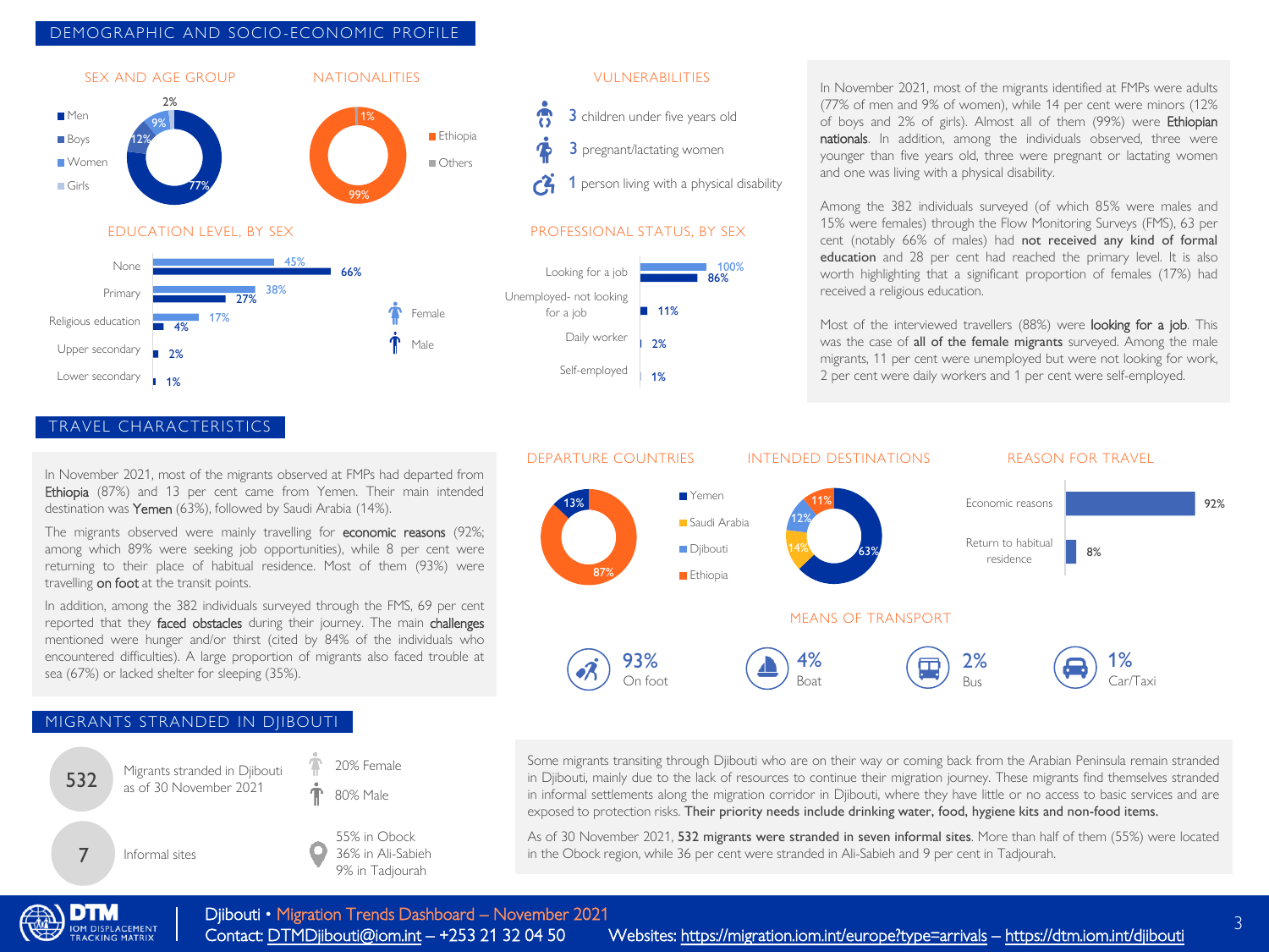## DEMOGRAPHIC AND SOCIO-ECONOMIC PROFILE

### SEX AND AGE GROUP

| Group | % |
|---|---|
| Men | 77% |
| Boys | 12% |
| Women | 9% |
| Girls | 2% |

### NATIONALITIES

| Nationality | % |
|---|---|
| Ethiopia | 99% |
| Others | 1% |

### VULNERABILITIES

- 3 children under five years old
- 3 pregnant/lactating women
- 1 person living with a physical disability

### EDUCATION LEVEL, BY SEX

| Education level | Female | Male |
|---|---|---|
| None | 45% | 66% |
| Primary | 38% | 27% |
| Religious education | 17% | 4% |
| Upper secondary | | 2% |
| Lower secondary | | 1% |

### PROFESSIONAL STATUS, BY SEX

| Status | Female | Male |
|---|---|---|
| Looking for a job | 100% | 86% |
| Unemployed- not looking for a job | | 11% |
| Daily worker | | 2% |
| Self-employed | | 1% |

In November 2021, most of the migrants identified at FMPs were adults (77% of men and 9% of women), while 14 per cent were minors (12% of boys and 2% of girls). Almost all of them (99%) were Ethiopian nationals. In addition, among the individuals observed, three were younger than five years old, three were pregnant or lactating women and one was living with a physical disability.

Among the 382 individuals surveyed (of which 85% were males and 15% were females) through the Flow Monitoring Surveys (FMS), 63 per cent (notably 66% of males) had **not received any kind of formal education** and 28 per cent had reached the primary level. It is also worth highlighting that a significant proportion of females (17%) had received a religious education.

Most of the interviewed travellers (88%) were **looking for a job**. This was the case of **all of the female migrants** surveyed. Among the male migrants, 11 per cent were unemployed but were not looking for work, 2 per cent were daily workers and 1 per cent were self-employed.

## TRAVEL CHARACTERISTICS

In November 2021, most of the migrants observed at FMPs had departed from Ethiopia (87%) and 13 per cent came from Yemen. Their main intended destination was Yemen (63%), followed by Saudi Arabia (14%).

The migrants observed were mainly travelling for economic reasons (92%; among which 89% were seeking job opportunities), while 8 per cent were returning to their place of habitual residence. Most of them (93%) were travelling on foot at the transit points.

In addition, among the 382 individuals surveyed through the FMS, 69 per cent reported that they faced obstacles during their journey. The main challenges mentioned were hunger and/or thirst (cited by 84% of the individuals who encountered difficulties). A large proportion of migrants also faced trouble at sea (67%) or lacked shelter for sleeping (35%).

### DEPARTURE COUNTRIES

| Country | % |
|---|---|
| Ethiopia | 87% |
| Yemen | 13% |

### INTENDED DESTINATIONS

| Country | % |
|---|---|
| Yemen | 63% |
| Saudi Arabia | 14% |
| Djibouti | 12% |
| Ethiopia | 11% |

### REASON FOR TRAVEL

| Reason | % |
|---|---|
| Economic reasons | 92% |
| Return to habitual residence | 8% |

### MEANS OF TRANSPORT

| Means | % |
|---|---|
| On foot | 93% |
| Boat | 4% |
| Bus | 2% |
| Car/Taxi | 1% |

## MIGRANTS STRANDED IN DJIBOUTI

- **532** Migrants stranded in Djibouti as of 30 November 2021
  - 20% Female
  - 80% Male
- **7** Informal sites
  - 55% in Obock
  - 36% in Ali-Sabieh
  - 9% in Tadjourah

Some migrants transiting through Djibouti who are on their way or coming back from the Arabian Peninsula remain stranded in Djibouti, mainly due to the lack of resources to continue their migration journey. These migrants find themselves stranded in informal settlements along the migration corridor in Djibouti, where they have little or no access to basic services and are exposed to protection risks. **Their priority needs include drinking water, food, hygiene kits and non-food items.**

As of 30 November 2021, **532 migrants were stranded in seven informal sites**. More than half of them (55%) were located in the Obock region, while 36 per cent were stranded in Ali-Sabieh and 9 per cent in Tadjourah.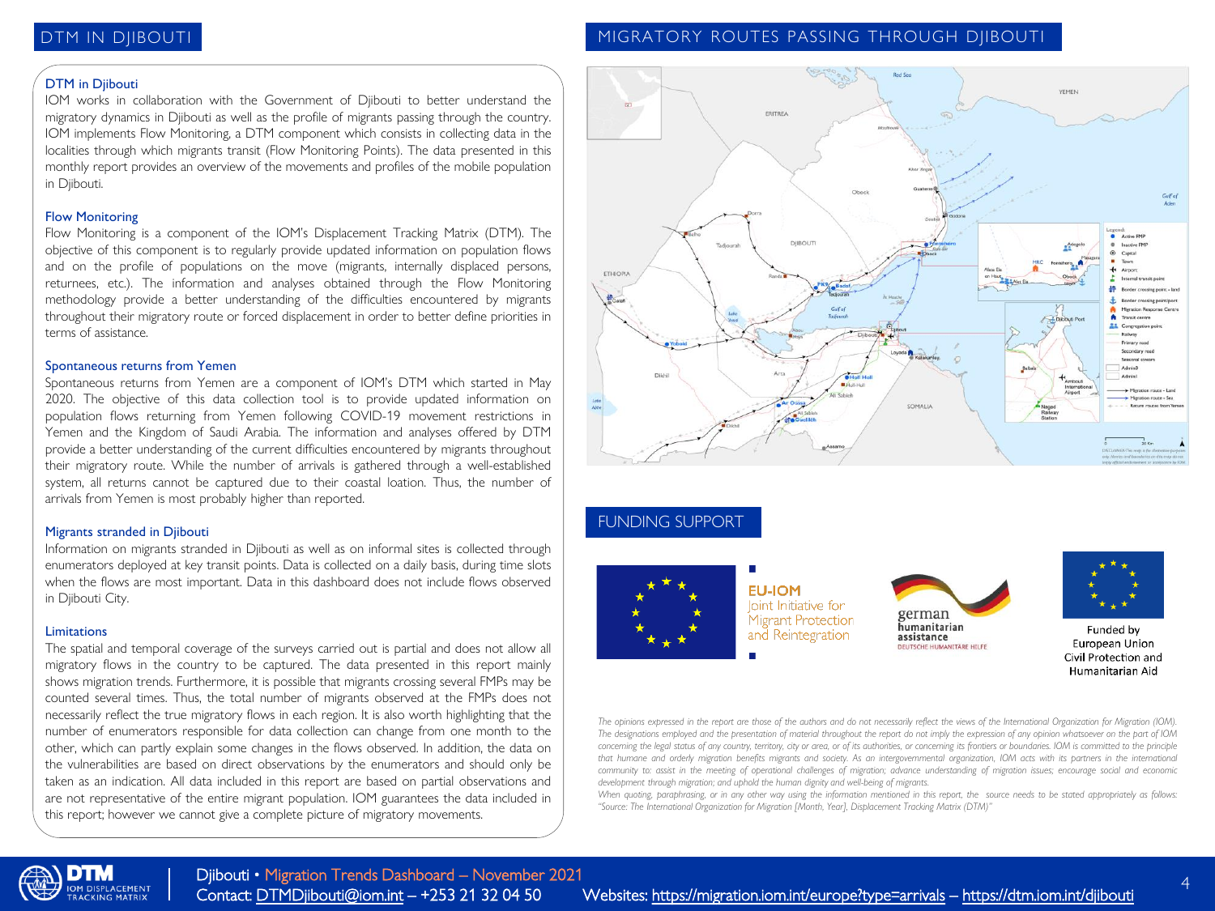## DTM IN DJIBOUTI

### DTM in Djibouti

IOM works in collaboration with the Government of Djibouti to better understand the migratory dynamics in Djibouti as well as the profile of migrants passing through the country. IOM implements Flow Monitoring, a DTM component which consists in collecting data in the localities through which migrants transit (Flow Monitoring Points). The data presented in this monthly report provides an overview of the movements and profiles of the mobile population in Djibouti.

### Flow Monitoring

Flow Monitoring is a component of the IOM's Displacement Tracking Matrix (DTM). The objective of this component is to regularly provide updated information on population flows and on the profile of populations on the move (migrants, internally displaced persons, returnees, etc.). The information and analyses obtained through the Flow Monitoring methodology provide a better understanding of the difficulties encountered by migrants throughout their migratory route or forced displacement in order to better define priorities in terms of assistance.

### Spontaneous returns from Yemen

Spontaneous returns from Yemen are a component of IOM's DTM which started in May 2020. The objective of this data collection tool is to provide updated information on population flows returning from Yemen following COVID-19 movement restrictions in Yemen and the Kingdom of Saudi Arabia. The information and analyses offered by DTM provide a better understanding of the current difficulties encountered by migrants throughout their migratory route. While the number of arrivals is gathered through a well-established system, all returns cannot be captured due to their coastal loation. Thus, the number of arrivals from Yemen is most probably higher than reported.

### Migrants stranded in Djibouti

Information on migrants stranded in Djibouti as well as on informal sites is collected through enumerators deployed at key transit points. Data is collected on a daily basis, during time slots when the flows are most important. Data in this dashboard does not include flows observed in Djibouti City.

### Limitations

The spatial and temporal coverage of the surveys carried out is partial and does not allow all migratory flows in the country to be captured. The data presented in this report mainly shows migration trends. Furthermore, it is possible that migrants crossing several FMPs may be counted several times. Thus, the total number of migrants observed at the FMPs does not necessarily reflect the true migratory flows in each region. It is also worth highlighting that the number of enumerators responsible for data collection can change from one month to the other, which can partly explain some changes in the flows observed. In addition, the data on the vulnerabilities are based on direct observations by the enumerators and should only be taken as an indication. All data included in this report are based on partial observations and are not representative of the entire migrant population. IOM guarantees the data included in this report; however we cannot give a complete picture of migratory movements.

## MIGRATORY ROUTES PASSING THROUGH DJIBOUTI

## FUNDING SUPPORT

EU-IOM Joint Initiative for Migrant Protection and Reintegration

german humanitarian assistance — DEUTSCHE HUMANITÄRE HILFE

Funded by European Union Civil Protection and Humanitarian Aid

*The opinions expressed in the report are those of the authors and do not necessarily reflect the views of the International Organization for Migration (IOM). The designations employed and the presentation of material throughout the report do not imply the expression of any opinion whatsoever on the part of IOM concerning the legal status of any country, territory, city or area, or of its authorities, or concerning its frontiers or boundaries. IOM is committed to the principle that humane and orderly migration benefits migrants and society. As an intergovernmental organization, IOM acts with its partners in the international community to: assist in the meeting of operational challenges of migration; advance understanding of migration issues; encourage social and economic development through migration; and uphold the human dignity and well-being of migrants.*

*When quoting, paraphrasing, or in any other way using the information mentioned in this report, the source needs to be stated appropriately as follows: "Source: The International Organization for Migration [Month, Year], Displacement Tracking Matrix (DTM)"*

Djibouti • Migration Trends Dashboard – November 2021

Contact: DTMDjibouti@iom.int – +253 21 32 04 50 Websites: https://migration.iom.int/europe?type=arrivals – https://dtm.iom.int/djibouti